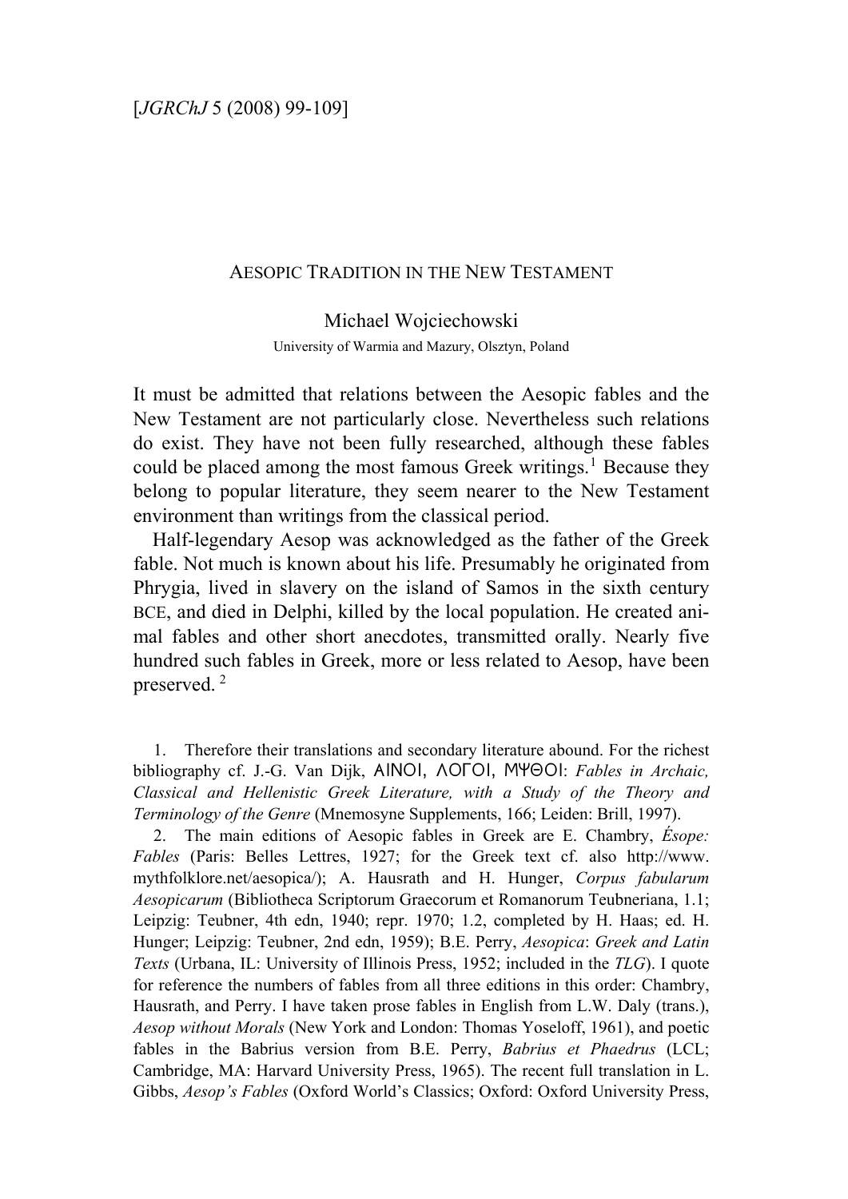# Aesopic Tradition in the New Testament

Michael Wojciechowski

University of Warmia and Mazury, Olsztyn, Poland

It must be admitted that relations between the Aesopic fables and the New Testament are not particularly close. Nevertheless such relations do exist. They have not been fully researched, although these fables could be placed among the most famous Greek writings.[1] Because they belong to popular literature, they seem nearer to the New Testament environment than writings from the classical period.

Half-legendary Aesop was acknowledged as the father of the Greek fable. Not much is known about his life. Presumably he originated from Phrygia, lived in slavery on the island of Samos in the sixth century BCE, and died in Delphi, killed by the local population. He created animal fables and other short anecdotes, transmitted orally. Nearly five hundred such fables in Greek, more or less related to Aesop, have been preserved.[2]

1. Therefore their translations and secondary literature abound. For the richest bibliography cf. J.-G. Van Dijk, ΑΙΝΟΙ, ΛΟΓΟΙ, ΜΥΘΟΙ: *Fables in Archaic, Classical and Hellenistic Greek Literature, with a Study of the Theory and Terminology of the Genre* (Mnemosyne Supplements, 166; Leiden: Brill, 1997).

2. The main editions of Aesopic fables in Greek are E. Chambry, *Ésope: Fables* (Paris: Belles Lettres, 1927; for the Greek text cf. also http://www.mythfolklore.net/aesopica/); A. Hausrath and H. Hunger, *Corpus fabularum Aesopicarum* (Bibliotheca Scriptorum Graecorum et Romanorum Teubneriana, 1.1; Leipzig: Teubner, 4th edn, 1940; repr. 1970; 1.2, completed by H. Haas; ed. H. Hunger; Leipzig: Teubner, 2nd edn, 1959); B.E. Perry, *Aesopica*: *Greek and Latin Texts* (Urbana, IL: University of Illinois Press, 1952; included in the *TLG*). I quote for reference the numbers of fables from all three editions in this order: Chambry, Hausrath, and Perry. I have taken prose fables in English from L.W. Daly (trans.), *Aesop without Morals* (New York and London: Thomas Yoseloff, 1961), and poetic fables in the Babrius version from B.E. Perry, *Babrius et Phaedrus* (LCL; Cambridge, MA: Harvard University Press, 1965). The recent full translation in L. Gibbs, *Aesop's Fables* (Oxford World's Classics; Oxford: Oxford University Press,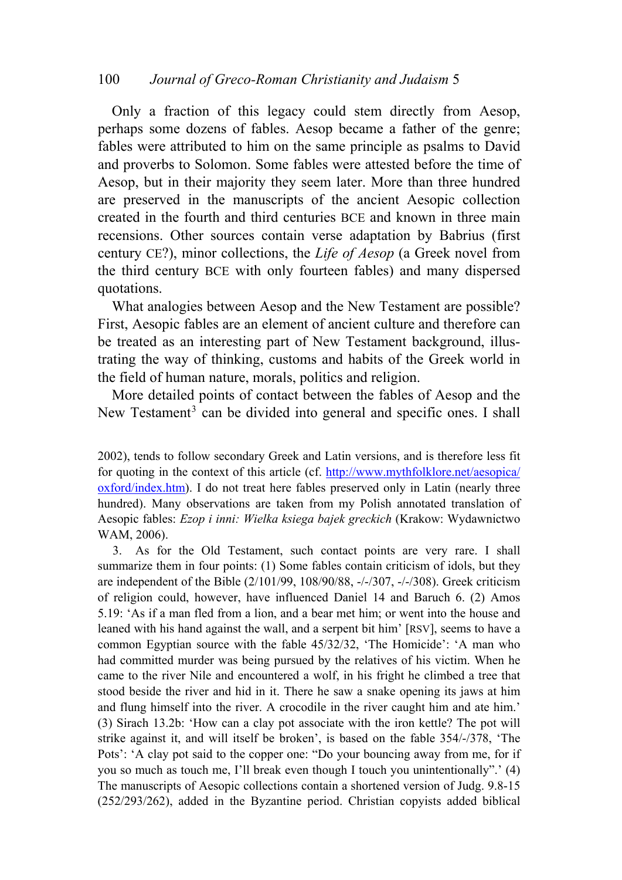Only a fraction of this legacy could stem directly from Aesop, perhaps some dozens of fables. Aesop became a father of the genre; fables were attributed to him on the same principle as psalms to David and proverbs to Solomon. Some fables were attested before the time of Aesop, but in their majority they seem later. More than three hundred are preserved in the manuscripts of the ancient Aesopic collection created in the fourth and third centuries BCE and known in three main recensions. Other sources contain verse adaptation by Babrius (first century CE?), minor collections, the *Life of Aesop* (a Greek novel from the third century BCE with only fourteen fables) and many dispersed quotations.

What analogies between Aesop and the New Testament are possible? First, Aesopic fables are an element of ancient culture and therefore can be treated as an interesting part of New Testament background, illustrating the way of thinking, customs and habits of the Greek world in the field of human nature, morals, politics and religion.

More detailed points of contact between the fables of Aesop and the New Testament[3] can be divided into general and specific ones. I shall

2002), tends to follow secondary Greek and Latin versions, and is therefore less fit for quoting in the context of this article (cf. http://www.mythfolklore.net/aesopica/oxford/index.htm). I do not treat here fables preserved only in Latin (nearly three hundred). Many observations are taken from my Polish annotated translation of Aesopic fables: *Ezop i inni: Wielka ksiega bajek greckich* (Krakow: Wydawnictwo WAM, 2006).

3. As for the Old Testament, such contact points are very rare. I shall summarize them in four points: (1) Some fables contain criticism of idols, but they are independent of the Bible (2/101/99, 108/90/88, -/-/307, -/-/308). Greek criticism of religion could, however, have influenced Daniel 14 and Baruch 6. (2) Amos 5.19: 'As if a man fled from a lion, and a bear met him; or went into the house and leaned with his hand against the wall, and a serpent bit him' [RSV], seems to have a common Egyptian source with the fable 45/32/32, 'The Homicide': 'A man who had committed murder was being pursued by the relatives of his victim. When he came to the river Nile and encountered a wolf, in his fright he climbed a tree that stood beside the river and hid in it. There he saw a snake opening its jaws at him and flung himself into the river. A crocodile in the river caught him and ate him.' (3) Sirach 13.2b: 'How can a clay pot associate with the iron kettle? The pot will strike against it, and will itself be broken', is based on the fable 354/-/378, 'The Pots': 'A clay pot said to the copper one: "Do your bouncing away from me, for if you so much as touch me, I'll break even though I touch you unintentionally".' (4) The manuscripts of Aesopic collections contain a shortened version of Judg. 9.8-15 (252/293/262), added in the Byzantine period. Christian copyists added biblical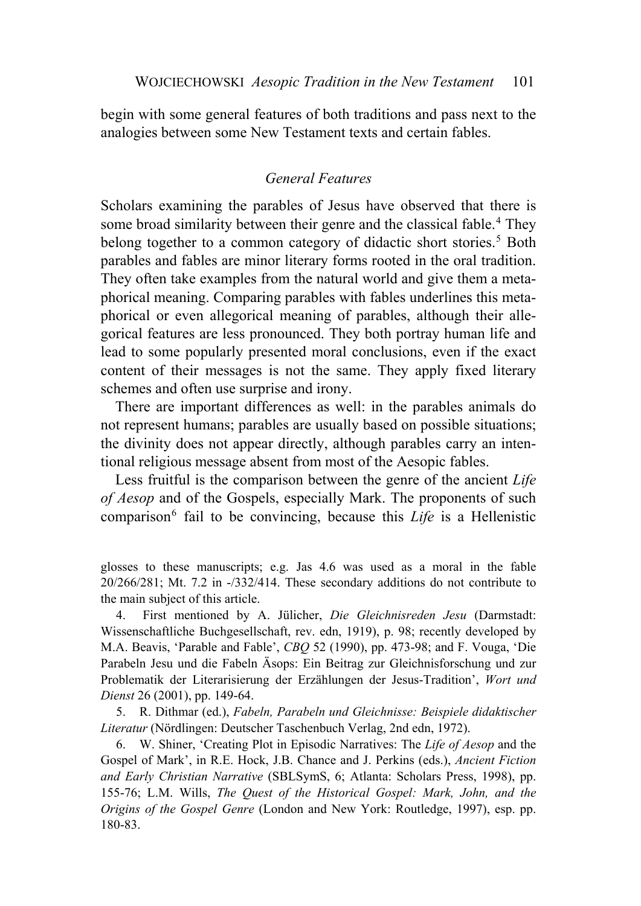begin with some general features of both traditions and pass next to the analogies between some New Testament texts and certain fables.

## *General Features*

Scholars examining the parables of Jesus have observed that there is some broad similarity between their genre and the classical fable.[4] They belong together to a common category of didactic short stories.[5] Both parables and fables are minor literary forms rooted in the oral tradition. They often take examples from the natural world and give them a metaphorical meaning. Comparing parables with fables underlines this metaphorical or even allegorical meaning of parables, although their allegorical features are less pronounced. They both portray human life and lead to some popularly presented moral conclusions, even if the exact content of their messages is not the same. They apply fixed literary schemes and often use surprise and irony.

There are important differences as well: in the parables animals do not represent humans; parables are usually based on possible situations; the divinity does not appear directly, although parables carry an intentional religious message absent from most of the Aesopic fables.

Less fruitful is the comparison between the genre of the ancient *Life of Aesop* and of the Gospels, especially Mark. The proponents of such comparison[6] fail to be convincing, because this *Life* is a Hellenistic

glosses to these manuscripts; e.g. Jas 4.6 was used as a moral in the fable 20/266/281; Mt. 7.2 in -/332/414. These secondary additions do not contribute to the main subject of this article.

4. First mentioned by A. Jülicher, *Die Gleichnisreden Jesu* (Darmstadt: Wissenschaftliche Buchgesellschaft, rev. edn, 1919), p. 98; recently developed by M.A. Beavis, 'Parable and Fable', *CBQ* 52 (1990), pp. 473-98; and F. Vouga, 'Die Parabeln Jesu und die Fabeln Äsops: Ein Beitrag zur Gleichnisforschung und zur Problematik der Literarisierung der Erzählungen der Jesus-Tradition', *Wort und Dienst* 26 (2001), pp. 149-64.

5. R. Dithmar (ed.), *Fabeln, Parabeln und Gleichnisse: Beispiele didaktischer Literatur* (Nördlingen: Deutscher Taschenbuch Verlag, 2nd edn, 1972).

6. W. Shiner, 'Creating Plot in Episodic Narratives: The *Life of Aesop* and the Gospel of Mark', in R.E. Hock, J.B. Chance and J. Perkins (eds.), *Ancient Fiction and Early Christian Narrative* (SBLSymS, 6; Atlanta: Scholars Press, 1998), pp. 155-76; L.M. Wills, *The Quest of the Historical Gospel: Mark, John, and the Origins of the Gospel Genre* (London and New York: Routledge, 1997), esp. pp. 180-83.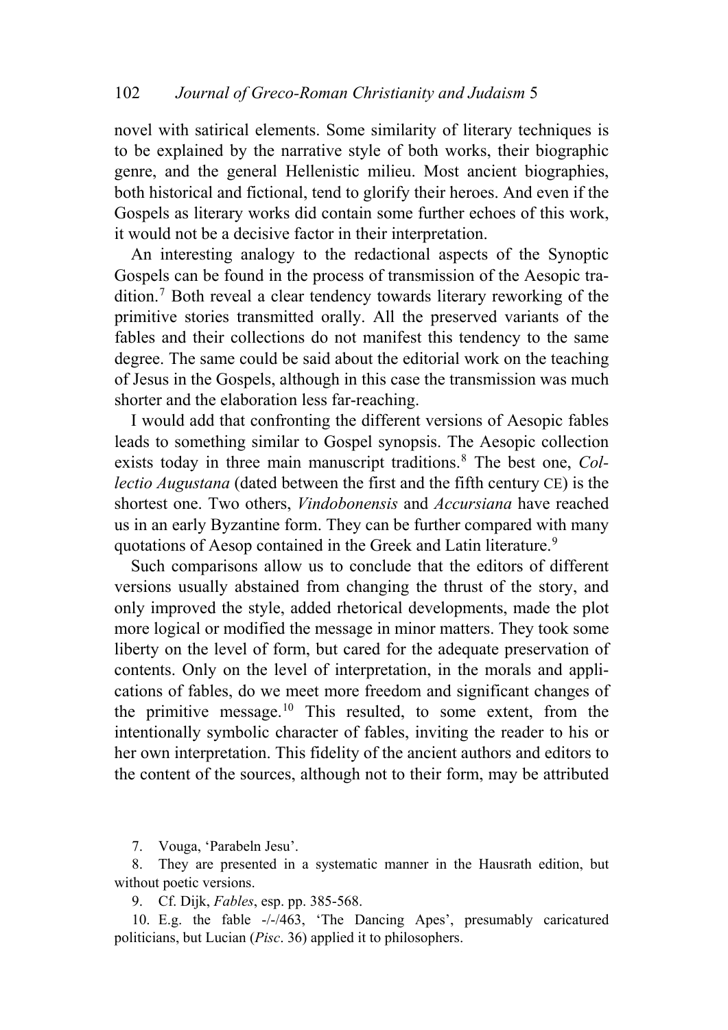novel with satirical elements. Some similarity of literary techniques is to be explained by the narrative style of both works, their biographic genre, and the general Hellenistic milieu. Most ancient biographies, both historical and fictional, tend to glorify their heroes. And even if the Gospels as literary works did contain some further echoes of this work, it would not be a decisive factor in their interpretation.

An interesting analogy to the redactional aspects of the Synoptic Gospels can be found in the process of transmission of the Aesopic tradition.[7] Both reveal a clear tendency towards literary reworking of the primitive stories transmitted orally. All the preserved variants of the fables and their collections do not manifest this tendency to the same degree. The same could be said about the editorial work on the teaching of Jesus in the Gospels, although in this case the transmission was much shorter and the elaboration less far-reaching.

I would add that confronting the different versions of Aesopic fables leads to something similar to Gospel synopsis. The Aesopic collection exists today in three main manuscript traditions.[8] The best one, *Collectio Augustana* (dated between the first and the fifth century CE) is the shortest one. Two others, *Vindobonensis* and *Accursiana* have reached us in an early Byzantine form. They can be further compared with many quotations of Aesop contained in the Greek and Latin literature.[9]

Such comparisons allow us to conclude that the editors of different versions usually abstained from changing the thrust of the story, and only improved the style, added rhetorical developments, made the plot more logical or modified the message in minor matters. They took some liberty on the level of form, but cared for the adequate preservation of contents. Only on the level of interpretation, in the morals and applications of fables, do we meet more freedom and significant changes of the primitive message.[10] This resulted, to some extent, from the intentionally symbolic character of fables, inviting the reader to his or her own interpretation. This fidelity of the ancient authors and editors to the content of the sources, although not to their form, may be attributed

7. Vouga, 'Parabeln Jesu'.

8. They are presented in a systematic manner in the Hausrath edition, but without poetic versions.

9. Cf. Dijk, *Fables*, esp. pp. 385-568.

10. E.g. the fable -/-/463, 'The Dancing Apes', presumably caricatured politicians, but Lucian (*Pisc*. 36) applied it to philosophers.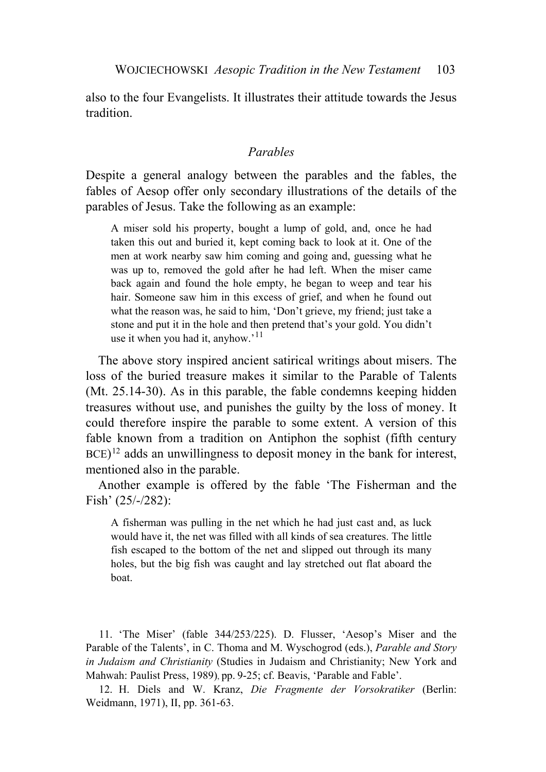also to the four Evangelists. It illustrates their attitude towards the Jesus tradition.

### *Parables*

Despite a general analogy between the parables and the fables, the fables of Aesop offer only secondary illustrations of the details of the parables of Jesus. Take the following as an example:

> A miser sold his property, bought a lump of gold, and, once he had taken this out and buried it, kept coming back to look at it. One of the men at work nearby saw him coming and going and, guessing what he was up to, removed the gold after he had left. When the miser came back again and found the hole empty, he began to weep and tear his hair. Someone saw him in this excess of grief, and when he found out what the reason was, he said to him, 'Don't grieve, my friend; just take a stone and put it in the hole and then pretend that's your gold. You didn't use it when you had it, anyhow.'[11]

The above story inspired ancient satirical writings about misers. The loss of the buried treasure makes it similar to the Parable of Talents (Mt. 25.14-30). As in this parable, the fable condemns keeping hidden treasures without use, and punishes the guilty by the loss of money. It could therefore inspire the parable to some extent. A version of this fable known from a tradition on Antiphon the sophist (fifth century BCE)[12] adds an unwillingness to deposit money in the bank for interest, mentioned also in the parable.

Another example is offered by the fable 'The Fisherman and the Fish' (25/-/282):

> A fisherman was pulling in the net which he had just cast and, as luck would have it, the net was filled with all kinds of sea creatures. The little fish escaped to the bottom of the net and slipped out through its many holes, but the big fish was caught and lay stretched out flat aboard the boat.

11. 'The Miser' (fable 344/253/225). D. Flusser, 'Aesop's Miser and the Parable of the Talents', in C. Thoma and M. Wyschogrod (eds.), *Parable and Story in Judaism and Christianity* (Studies in Judaism and Christianity; New York and Mahwah: Paulist Press, 1989), pp. 9-25; cf. Beavis, 'Parable and Fable'.

12. H. Diels and W. Kranz, *Die Fragmente der Vorsokratiker* (Berlin: Weidmann, 1971), II, pp. 361-63.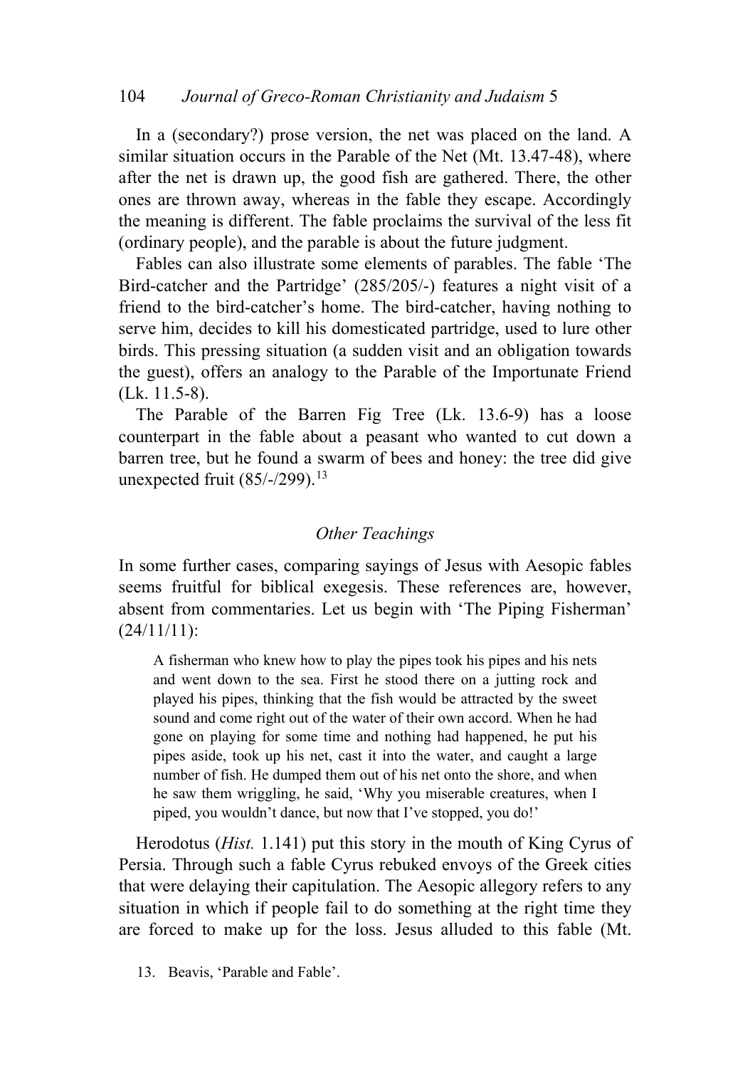In a (secondary?) prose version, the net was placed on the land. A similar situation occurs in the Parable of the Net (Mt. 13.47-48), where after the net is drawn up, the good fish are gathered. There, the other ones are thrown away, whereas in the fable they escape. Accordingly the meaning is different. The fable proclaims the survival of the less fit (ordinary people), and the parable is about the future judgment.

Fables can also illustrate some elements of parables. The fable 'The Bird-catcher and the Partridge' (285/205/-) features a night visit of a friend to the bird-catcher's home. The bird-catcher, having nothing to serve him, decides to kill his domesticated partridge, used to lure other birds. This pressing situation (a sudden visit and an obligation towards the guest), offers an analogy to the Parable of the Importunate Friend (Lk. 11.5-8).

The Parable of the Barren Fig Tree (Lk. 13.6-9) has a loose counterpart in the fable about a peasant who wanted to cut down a barren tree, but he found a swarm of bees and honey: the tree did give unexpected fruit (85/-/299).[13]

### *Other Teachings*

In some further cases, comparing sayings of Jesus with Aesopic fables seems fruitful for biblical exegesis. These references are, however, absent from commentaries. Let us begin with 'The Piping Fisherman' (24/11/11):

> A fisherman who knew how to play the pipes took his pipes and his nets and went down to the sea. First he stood there on a jutting rock and played his pipes, thinking that the fish would be attracted by the sweet sound and come right out of the water of their own accord. When he had gone on playing for some time and nothing had happened, he put his pipes aside, took up his net, cast it into the water, and caught a large number of fish. He dumped them out of his net onto the shore, and when he saw them wriggling, he said, 'Why you miserable creatures, when I piped, you wouldn't dance, but now that I've stopped, you do!'

Herodotus (*Hist.* 1.141) put this story in the mouth of King Cyrus of Persia. Through such a fable Cyrus rebuked envoys of the Greek cities that were delaying their capitulation. The Aesopic allegory refers to any situation in which if people fail to do something at the right time they are forced to make up for the loss. Jesus alluded to this fable (Mt.

13. Beavis, 'Parable and Fable'.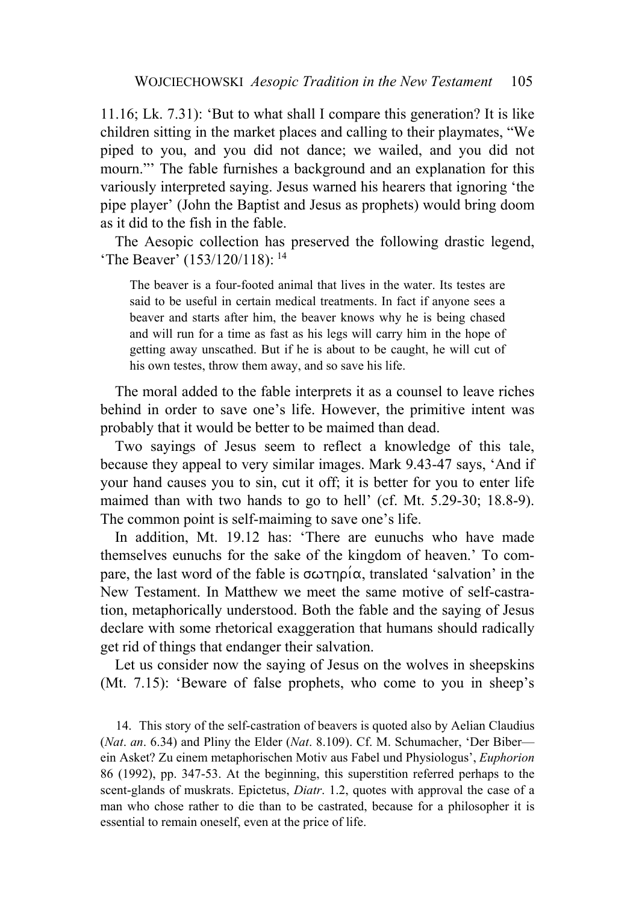11.16; Lk. 7.31): 'But to what shall I compare this generation? It is like children sitting in the market places and calling to their playmates, "We piped to you, and you did not dance; we wailed, and you did not mourn."' The fable furnishes a background and an explanation for this variously interpreted saying. Jesus warned his hearers that ignoring 'the pipe player' (John the Baptist and Jesus as prophets) would bring doom as it did to the fish in the fable.

The Aesopic collection has preserved the following drastic legend, 'The Beaver' (153/120/118): [14]

> The beaver is a four-footed animal that lives in the water. Its testes are said to be useful in certain medical treatments. In fact if anyone sees a beaver and starts after him, the beaver knows why he is being chased and will run for a time as fast as his legs will carry him in the hope of getting away unscathed. But if he is about to be caught, he will cut of his own testes, throw them away, and so save his life.

The moral added to the fable interprets it as a counsel to leave riches behind in order to save one's life. However, the primitive intent was probably that it would be better to be maimed than dead.

Two sayings of Jesus seem to reflect a knowledge of this tale, because they appeal to very similar images. Mark 9.43-47 says, 'And if your hand causes you to sin, cut it off; it is better for you to enter life maimed than with two hands to go to hell' (cf. Mt. 5.29-30; 18.8-9). The common point is self-maiming to save one's life.

In addition, Mt. 19.12 has: 'There are eunuchs who have made themselves eunuchs for the sake of the kingdom of heaven.' To compare, the last word of the fable is σωτηρία, translated 'salvation' in the New Testament. In Matthew we meet the same motive of self-castration, metaphorically understood. Both the fable and the saying of Jesus declare with some rhetorical exaggeration that humans should radically get rid of things that endanger their salvation.

Let us consider now the saying of Jesus on the wolves in sheepskins (Mt. 7.15): 'Beware of false prophets, who come to you in sheep's

14. This story of the self-castration of beavers is quoted also by Aelian Claudius (*Nat*. *an*. 6.34) and Pliny the Elder (*Nat*. 8.109). Cf. M. Schumacher, 'Der Biber—ein Asket? Zu einem metaphorischen Motiv aus Fabel und Physiologus', *Euphorion* 86 (1992), pp. 347-53. At the beginning, this superstition referred perhaps to the scent-glands of muskrats. Epictetus, *Diatr*. 1.2, quotes with approval the case of a man who chose rather to die than to be castrated, because for a philosopher it is essential to remain oneself, even at the price of life.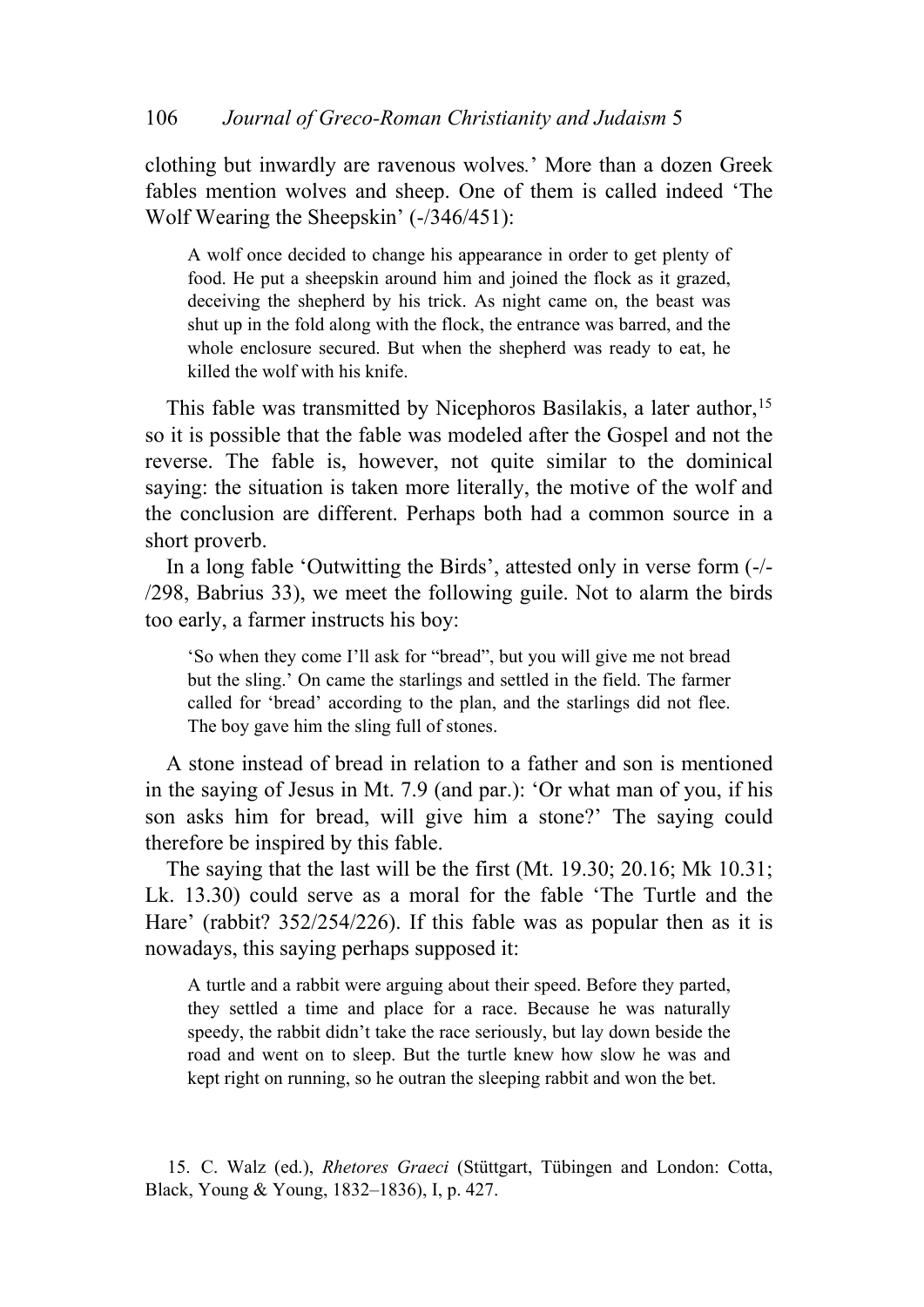clothing but inwardly are ravenous wolves.' More than a dozen Greek fables mention wolves and sheep. One of them is called indeed 'The Wolf Wearing the Sheepskin' (-/346/451):

> A wolf once decided to change his appearance in order to get plenty of food. He put a sheepskin around him and joined the flock as it grazed, deceiving the shepherd by his trick. As night came on, the beast was shut up in the fold along with the flock, the entrance was barred, and the whole enclosure secured. But when the shepherd was ready to eat, he killed the wolf with his knife.

This fable was transmitted by Nicephoros Basilakis, a later author,[15] so it is possible that the fable was modeled after the Gospel and not the reverse. The fable is, however, not quite similar to the dominical saying: the situation is taken more literally, the motive of the wolf and the conclusion are different. Perhaps both had a common source in a short proverb.

In a long fable 'Outwitting the Birds', attested only in verse form (-/-/298, Babrius 33), we meet the following guile. Not to alarm the birds too early, a farmer instructs his boy:

> 'So when they come I'll ask for "bread", but you will give me not bread but the sling.' On came the starlings and settled in the field. The farmer called for 'bread' according to the plan, and the starlings did not flee. The boy gave him the sling full of stones.

A stone instead of bread in relation to a father and son is mentioned in the saying of Jesus in Mt. 7.9 (and par.): 'Or what man of you, if his son asks him for bread, will give him a stone?' The saying could therefore be inspired by this fable.

The saying that the last will be the first (Mt. 19.30; 20.16; Mk 10.31; Lk. 13.30) could serve as a moral for the fable 'The Turtle and the Hare' (rabbit? 352/254/226). If this fable was as popular then as it is nowadays, this saying perhaps supposed it:

> A turtle and a rabbit were arguing about their speed. Before they parted, they settled a time and place for a race. Because he was naturally speedy, the rabbit didn't take the race seriously, but lay down beside the road and went on to sleep. But the turtle knew how slow he was and kept right on running, so he outran the sleeping rabbit and won the bet.

15. C. Walz (ed.), *Rhetores Graeci* (Stüttgart, Tübingen and London: Cotta, Black, Young & Young, 1832–1836), I, p. 427.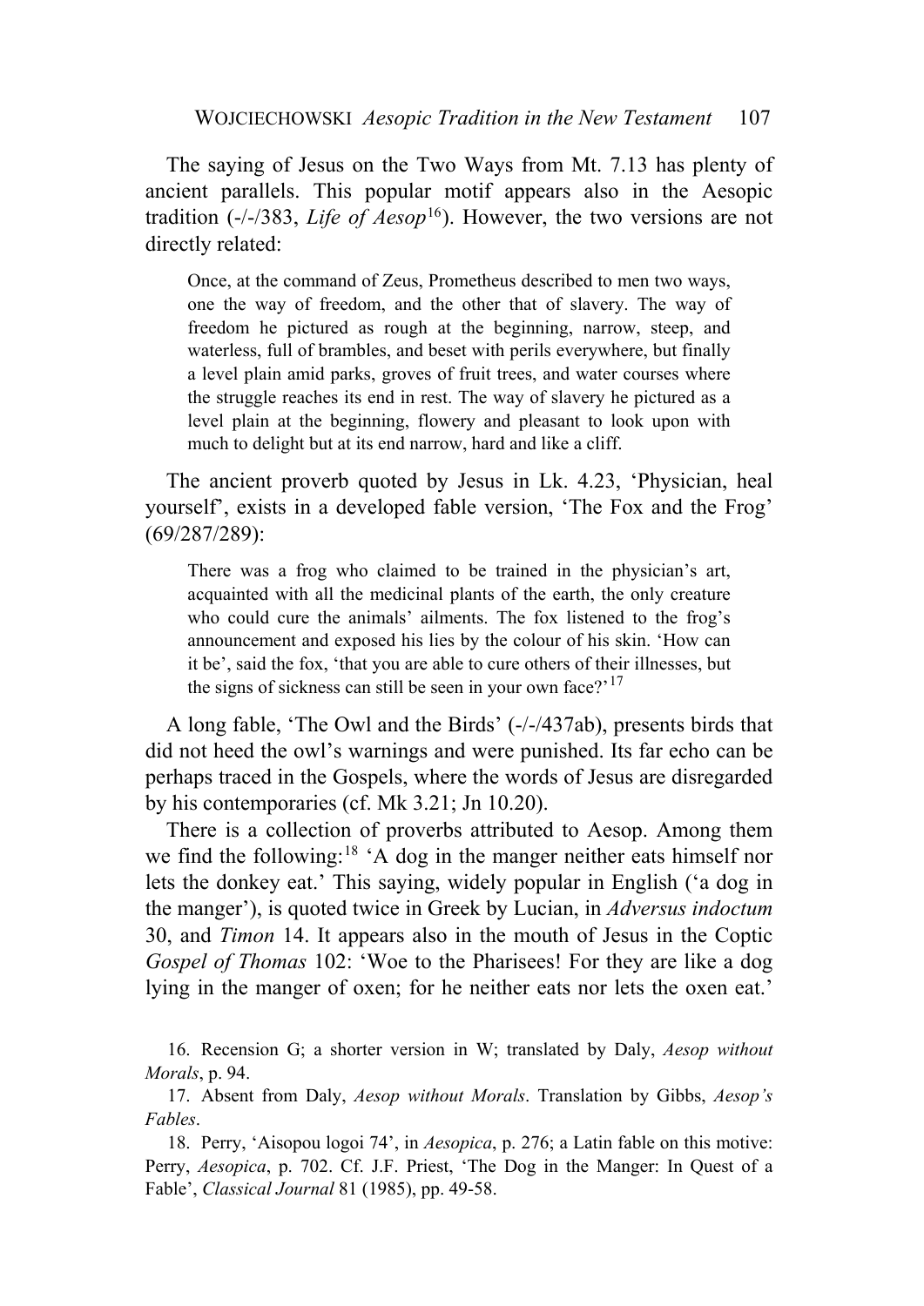The saying of Jesus on the Two Ways from Mt. 7.13 has plenty of ancient parallels. This popular motif appears also in the Aesopic tradition (-/-/383, *Life of Aesop*[16]). However, the two versions are not directly related:

> Once, at the command of Zeus, Prometheus described to men two ways, one the way of freedom, and the other that of slavery. The way of freedom he pictured as rough at the beginning, narrow, steep, and waterless, full of brambles, and beset with perils everywhere, but finally a level plain amid parks, groves of fruit trees, and water courses where the struggle reaches its end in rest. The way of slavery he pictured as a level plain at the beginning, flowery and pleasant to look upon with much to delight but at its end narrow, hard and like a cliff.

The ancient proverb quoted by Jesus in Lk. 4.23, 'Physician, heal yourself', exists in a developed fable version, 'The Fox and the Frog' (69/287/289):

> There was a frog who claimed to be trained in the physician's art, acquainted with all the medicinal plants of the earth, the only creature who could cure the animals' ailments. The fox listened to the frog's announcement and exposed his lies by the colour of his skin. 'How can it be', said the fox, 'that you are able to cure others of their illnesses, but the signs of sickness can still be seen in your own face?'[17]

A long fable, 'The Owl and the Birds' (-/-/437ab), presents birds that did not heed the owl's warnings and were punished. Its far echo can be perhaps traced in the Gospels, where the words of Jesus are disregarded by his contemporaries (cf. Mk 3.21; Jn 10.20).

There is a collection of proverbs attributed to Aesop. Among them we find the following:[18] 'A dog in the manger neither eats himself nor lets the donkey eat.' This saying, widely popular in English ('a dog in the manger'), is quoted twice in Greek by Lucian, in *Adversus indoctum* 30, and *Timon* 14. It appears also in the mouth of Jesus in the Coptic *Gospel of Thomas* 102: 'Woe to the Pharisees! For they are like a dog lying in the manger of oxen; for he neither eats nor lets the oxen eat.'

16. Recension G; a shorter version in W; translated by Daly, *Aesop without Morals*, p. 94.

17. Absent from Daly, *Aesop without Morals*. Translation by Gibbs, *Aesop's Fables*.

18. Perry, 'Aisopou logoi 74', in *Aesopica*, p. 276; a Latin fable on this motive: Perry, *Aesopica*, p. 702. Cf. J.F. Priest, 'The Dog in the Manger: In Quest of a Fable', *Classical Journal* 81 (1985), pp. 49-58.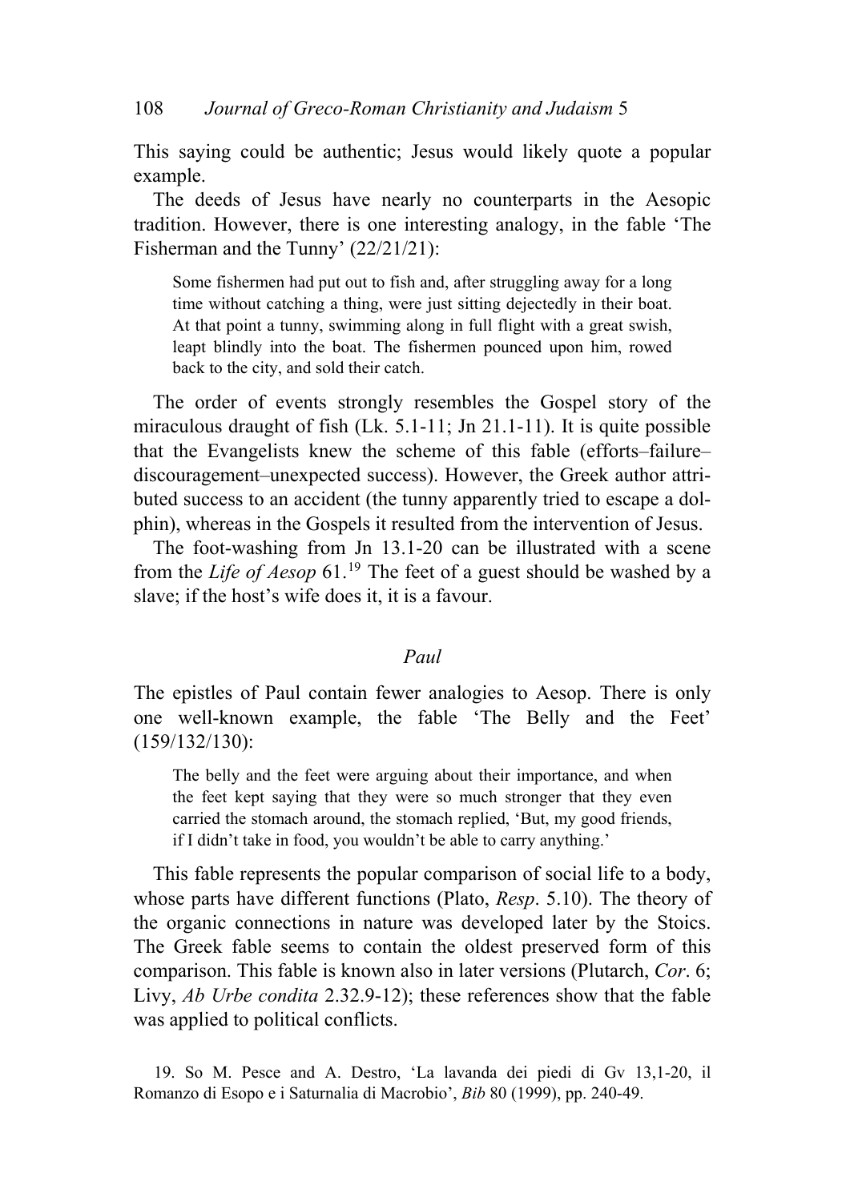This saying could be authentic; Jesus would likely quote a popular example.

The deeds of Jesus have nearly no counterparts in the Aesopic tradition. However, there is one interesting analogy, in the fable 'The Fisherman and the Tunny' (22/21/21):

> Some fishermen had put out to fish and, after struggling away for a long time without catching a thing, were just sitting dejectedly in their boat. At that point a tunny, swimming along in full flight with a great swish, leapt blindly into the boat. The fishermen pounced upon him, rowed back to the city, and sold their catch.

The order of events strongly resembles the Gospel story of the miraculous draught of fish (Lk. 5.1-11; Jn 21.1-11). It is quite possible that the Evangelists knew the scheme of this fable (efforts–failure–discouragement–unexpected success). However, the Greek author attributed success to an accident (the tunny apparently tried to escape a dolphin), whereas in the Gospels it resulted from the intervention of Jesus.

The foot-washing from Jn 13.1-20 can be illustrated with a scene from the *Life of Aesop* 61.[19] The feet of a guest should be washed by a slave; if the host's wife does it, it is a favour.

### *Paul*

The epistles of Paul contain fewer analogies to Aesop. There is only one well-known example, the fable 'The Belly and the Feet' (159/132/130):

> The belly and the feet were arguing about their importance, and when the feet kept saying that they were so much stronger that they even carried the stomach around, the stomach replied, 'But, my good friends, if I didn't take in food, you wouldn't be able to carry anything.'

This fable represents the popular comparison of social life to a body, whose parts have different functions (Plato, *Resp*. 5.10). The theory of the organic connections in nature was developed later by the Stoics. The Greek fable seems to contain the oldest preserved form of this comparison. This fable is known also in later versions (Plutarch, *Cor*. 6; Livy, *Ab Urbe condita* 2.32.9-12); these references show that the fable was applied to political conflicts.

19. So M. Pesce and A. Destro, 'La lavanda dei piedi di Gv 13,1-20, il Romanzo di Esopo e i Saturnalia di Macrobio', *Bib* 80 (1999), pp. 240-49.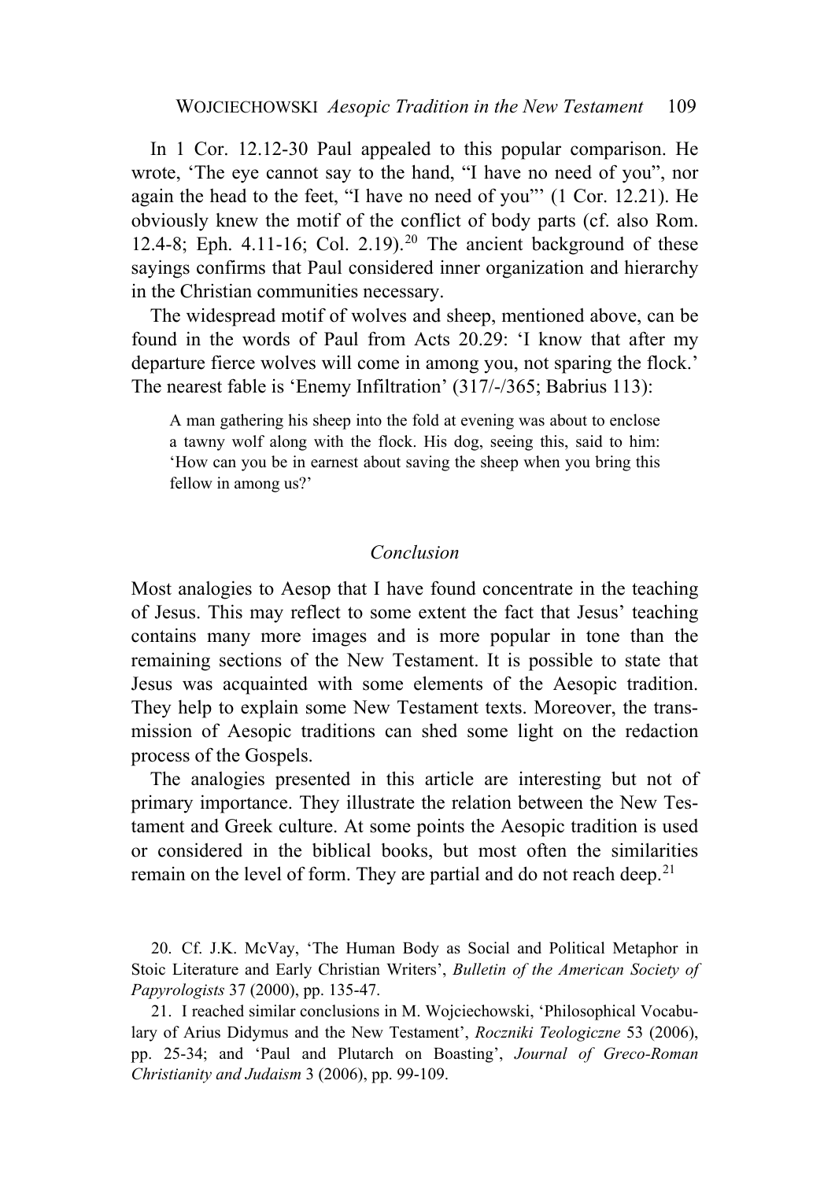In 1 Cor. 12.12-30 Paul appealed to this popular comparison. He wrote, 'The eye cannot say to the hand, "I have no need of you", nor again the head to the feet, "I have no need of you"' (1 Cor. 12.21). He obviously knew the motif of the conflict of body parts (cf. also Rom. 12.4-8; Eph. 4.11-16; Col. 2.19).[20] The ancient background of these sayings confirms that Paul considered inner organization and hierarchy in the Christian communities necessary.

The widespread motif of wolves and sheep, mentioned above, can be found in the words of Paul from Acts 20.29: 'I know that after my departure fierce wolves will come in among you, not sparing the flock.' The nearest fable is 'Enemy Infiltration' (317/-/365; Babrius 113):

> A man gathering his sheep into the fold at evening was about to enclose a tawny wolf along with the flock. His dog, seeing this, said to him: 'How can you be in earnest about saving the sheep when you bring this fellow in among us?'

## *Conclusion*

Most analogies to Aesop that I have found concentrate in the teaching of Jesus. This may reflect to some extent the fact that Jesus' teaching contains many more images and is more popular in tone than the remaining sections of the New Testament. It is possible to state that Jesus was acquainted with some elements of the Aesopic tradition. They help to explain some New Testament texts. Moreover, the transmission of Aesopic traditions can shed some light on the redaction process of the Gospels.

The analogies presented in this article are interesting but not of primary importance. They illustrate the relation between the New Testament and Greek culture. At some points the Aesopic tradition is used or considered in the biblical books, but most often the similarities remain on the level of form. They are partial and do not reach deep.[21]

20. Cf. J.K. McVay, 'The Human Body as Social and Political Metaphor in Stoic Literature and Early Christian Writers', *Bulletin of the American Society of Papyrologists* 37 (2000), pp. 135-47.

21. I reached similar conclusions in M. Wojciechowski, 'Philosophical Vocabulary of Arius Didymus and the New Testament', *Roczniki Teologiczne* 53 (2006), pp. 25-34; and 'Paul and Plutarch on Boasting', *Journal of Greco-Roman Christianity and Judaism* 3 (2006), pp. 99-109.